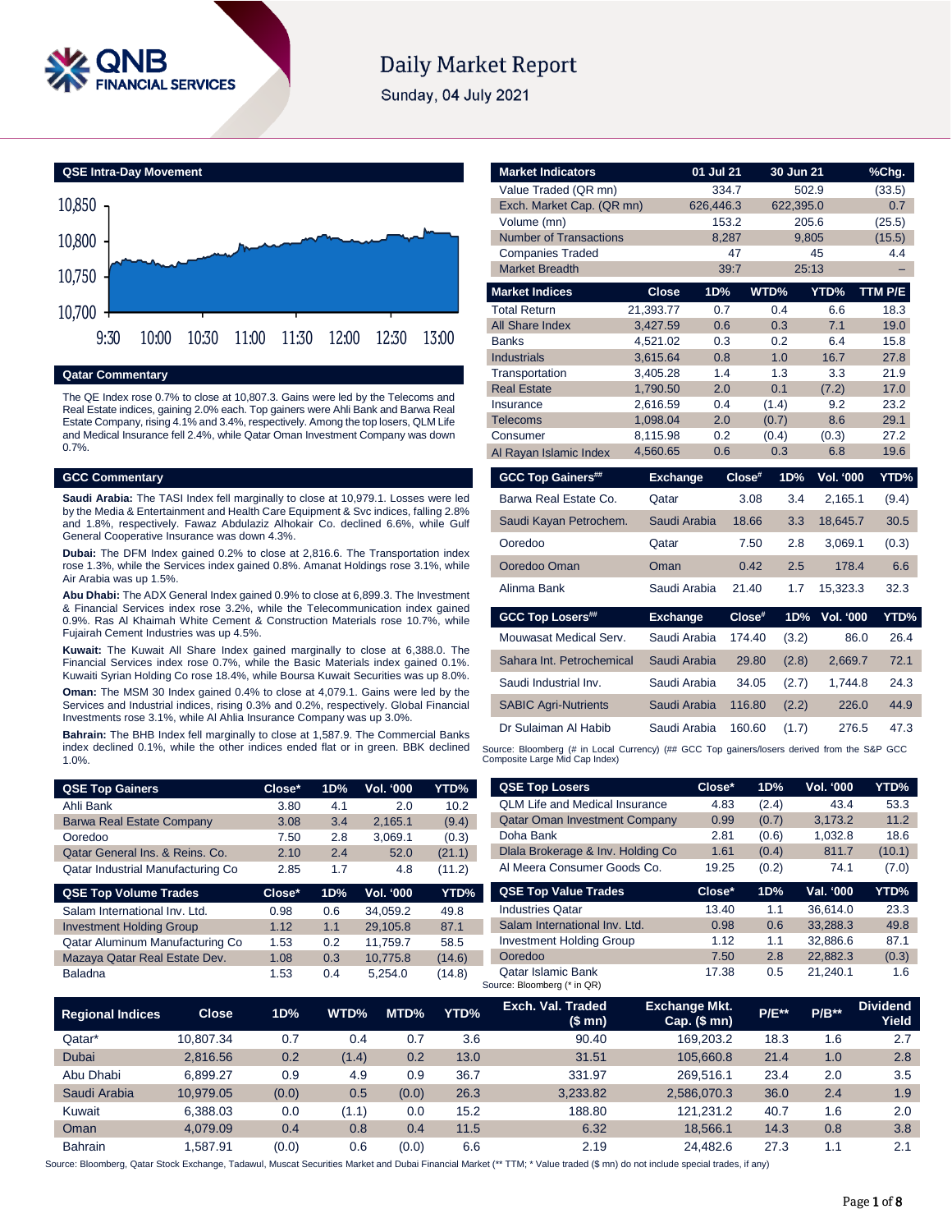# Daily Market Report

Sunday, 04 July 2021

## QSE Intra-Day Movement

## Qatar Commentary

The QE Index rose 0.7% to close at 10,807.3. Gains were led by the Telecoms and Real Estate indices, gaining 2.0% each. Top gainers were Ahli Bank and Barwa Real Estate Company, rising 4.1% and 3.4%, respectively. Among the top losers, QLM Life and Medical Insurance fell 2.4%, while Qatar Oman Investment Company was down 0.7%.

## GCC Commentary

**Saudi Arabia:** The TASI Index fell marginally to close at 10,979.1. Losses were led by the Media & Entertainment and Health Care Equipment & Svc indices, falling 2.8% and 1.8%, respectively. Fawaz Abdulaziz Alhokair Co. declined 6.6%, while Gulf General Cooperative Insurance was down 4.3%.

**Dubai:** The DFM Index gained 0.2% to close at 2,816.6. The Transportation index rose 1.3%, while the Services index gained 0.8%. Amanat Holdings rose 3.1%, while Air Arabia was up 1.5%.

**Abu Dhabi:** The ADX General Index gained 0.9% to close at 6,899.3. The Investment & Financial Services index rose 3.2%, while the Telecommunication index gained 0.9%. Ras Al Khaimah White Cement & Construction Materials rose 10.7%, while Fujairah Cement Industries was up 4.5%.

**Kuwait:** The Kuwait All Share Index gained marginally to close at 6,388.0. The Financial Services index rose 0.7%, while the Basic Materials index gained 0.1%. Kuwaiti Syrian Holding Co rose 18.4%, while Boursa Kuwait Securities was up 8.0%.

**Oman:** The MSM 30 Index gained 0.4% to close at 4,079.1. Gains were led by the Services and Industrial indices, rising 0.3% and 0.2%, respectively. Global Financial Investments rose 3.1%, while Al Ahlia Insurance Company was up 3.0%.

**Bahrain:** The BHB Index fell marginally to close at 1,587.9. The Commercial Banks index declined 0.1%, while the other indices ended flat or in green. BBK declined 1.0%.

| Market Indicators | 01 Jul 21 | 30 Jun 21 | %Chg. |
|---|---|---|---|
| Value Traded (QR mn) | 334.7 | 502.9 | (33.5) |
| Exch. Market Cap. (QR mn) | 626,446.3 | 622,395.0 | 0.7 |
| Volume (mn) | 153.2 | 205.6 | (25.5) |
| Number of Transactions | 8,287 | 9,805 | (15.5) |
| Companies Traded | 47 | 45 | 4.4 |
| Market Breadth | 39:7 | 25:13 | – |

| Market Indices | Close | 1D% | WTD% | YTD% | TTM P/E |
|---|---|---|---|---|---|
| Total Return | 21,393.77 | 0.7 | 0.4 | 6.6 | 18.3 |
| All Share Index | 3,427.59 | 0.6 | 0.3 | 7.1 | 19.0 |
| Banks | 4,521.02 | 0.3 | 0.2 | 6.4 | 15.8 |
| Industrials | 3,615.64 | 0.8 | 1.0 | 16.7 | 27.8 |
| Transportation | 3,405.28 | 1.4 | 1.3 | 3.3 | 21.9 |
| Real Estate | 1,790.50 | 2.0 | 0.1 | (7.2) | 17.0 |
| Insurance | 2,616.59 | 0.4 | (1.4) | 9.2 | 23.2 |
| Telecoms | 1,098.04 | 2.0 | (0.7) | 8.6 | 29.1 |
| Consumer | 8,115.98 | 0.2 | (0.4) | (0.3) | 27.2 |
| Al Rayan Islamic Index | 4,560.65 | 0.6 | 0.3 | 6.8 | 19.6 |

| GCC Top Gainers## | Exchange | Close# | 1D% | Vol. '000 | YTD% |
|---|---|---|---|---|---|
| Barwa Real Estate Co. | Qatar | 3.08 | 3.4 | 2,165.1 | (9.4) |
| Saudi Kayan Petrochem. | Saudi Arabia | 18.66 | 3.3 | 18,645.7 | 30.5 |
| Ooredoo | Qatar | 7.50 | 2.8 | 3,069.1 | (0.3) |
| Ooredoo Oman | Oman | 0.42 | 2.5 | 178.4 | 6.6 |
| Alinma Bank | Saudi Arabia | 21.40 | 1.7 | 15,323.3 | 32.3 |

| GCC Top Losers## | Exchange | Close# | 1D% | Vol. '000 | YTD% |
|---|---|---|---|---|---|
| Mouwasat Medical Serv. | Saudi Arabia | 174.40 | (3.2) | 86.0 | 26.4 |
| Sahara Int. Petrochemical | Saudi Arabia | 29.80 | (2.8) | 2,669.7 | 72.1 |
| Saudi Industrial Inv. | Saudi Arabia | 34.05 | (2.7) | 1,744.8 | 24.3 |
| SABIC Agri-Nutrients | Saudi Arabia | 116.80 | (2.2) | 226.0 | 44.9 |
| Dr Sulaiman Al Habib | Saudi Arabia | 160.60 | (1.7) | 276.5 | 47.3 |

Source: Bloomberg (# in Local Currency) (## GCC Top gainers/losers derived from the S&P GCC Composite Large Mid Cap Index)

| QSE Top Gainers | Close* | 1D% | Vol. '000 | YTD% |
|---|---|---|---|---|
| Ahli Bank | 3.80 | 4.1 | 2.0 | 10.2 |
| Barwa Real Estate Company | 3.08 | 3.4 | 2,165.1 | (9.4) |
| Ooredoo | 7.50 | 2.8 | 3,069.1 | (0.3) |
| Qatar General Ins. & Reins. Co. | 2.10 | 2.4 | 52.0 | (21.1) |
| Qatar Industrial Manufacturing Co | 2.85 | 1.7 | 4.8 | (11.2) |

| QSE Top Volume Trades | Close* | 1D% | Vol. '000 | YTD% |
|---|---|---|---|---|
| Salam International Inv. Ltd. | 0.98 | 0.6 | 34,059.2 | 49.8 |
| Investment Holding Group | 1.12 | 1.1 | 29,105.8 | 87.1 |
| Qatar Aluminum Manufacturing Co | 1.53 | 0.2 | 11,759.7 | 58.5 |
| Mazaya Qatar Real Estate Dev. | 1.08 | 0.3 | 10,775.8 | (14.6) |
| Baladna | 1.53 | 0.4 | 5,254.0 | (14.8) |

| QSE Top Losers | Close* | 1D% | Vol. '000 | YTD% |
|---|---|---|---|---|
| QLM Life and Medical Insurance | 4.83 | (2.4) | 43.4 | 53.3 |
| Qatar Oman Investment Company | 0.99 | (0.7) | 3,173.2 | 11.2 |
| Doha Bank | 2.81 | (0.6) | 1,032.8 | 18.6 |
| Dlala Brokerage & Inv. Holding Co | 1.61 | (0.4) | 811.7 | (10.1) |
| Al Meera Consumer Goods Co. | 19.25 | (0.2) | 74.1 | (7.0) |

| QSE Top Value Trades | Close* | 1D% | Val. '000 | YTD% |
|---|---|---|---|---|
| Industries Qatar | 13.40 | 1.1 | 36,614.0 | 23.3 |
| Salam International Inv. Ltd. | 0.98 | 0.6 | 33,288.3 | 49.8 |
| Investment Holding Group | 1.12 | 1.1 | 32,886.6 | 87.1 |
| Ooredoo | 7.50 | 2.8 | 22,882.3 | (0.3) |
| Qatar Islamic Bank | 17.38 | 0.5 | 21,240.1 | 1.6 |

Source: Bloomberg (* in QR)

| Regional Indices | Close | 1D% | WTD% | MTD% | YTD% | Exch. Val. Traded ($ mn) | Exchange Mkt. Cap. ($ mn) | P/E** | P/B** | Dividend Yield |
|---|---|---|---|---|---|---|---|---|---|---|
| Qatar* | 10,807.34 | 0.7 | 0.4 | 0.7 | 3.6 | 90.40 | 169,203.2 | 18.3 | 1.6 | 2.7 |
| Dubai | 2,816.56 | 0.2 | (1.4) | 0.2 | 13.0 | 31.51 | 105,660.8 | 21.4 | 1.0 | 2.8 |
| Abu Dhabi | 6,899.27 | 0.9 | 4.9 | 0.9 | 36.7 | 331.97 | 269,516.1 | 23.4 | 2.0 | 3.5 |
| Saudi Arabia | 10,979.05 | (0.0) | 0.5 | (0.0) | 26.3 | 3,233.82 | 2,586,070.3 | 36.0 | 2.4 | 1.9 |
| Kuwait | 6,388.03 | 0.0 | (1.1) | 0.0 | 15.2 | 188.80 | 121,231.2 | 40.7 | 1.6 | 2.0 |
| Oman | 4,079.09 | 0.4 | 0.8 | 0.4 | 11.5 | 6.32 | 18,566.1 | 14.3 | 0.8 | 3.8 |
| Bahrain | 1,587.91 | (0.0) | 0.6 | (0.0) | 6.6 | 2.19 | 24,482.6 | 27.3 | 1.1 | 2.1 |

Source: Bloomberg, Qatar Stock Exchange, Tadawul, Muscat Securities Market and Dubai Financial Market (** TTM; * Value traded ($ mn) do not include special trades, if any)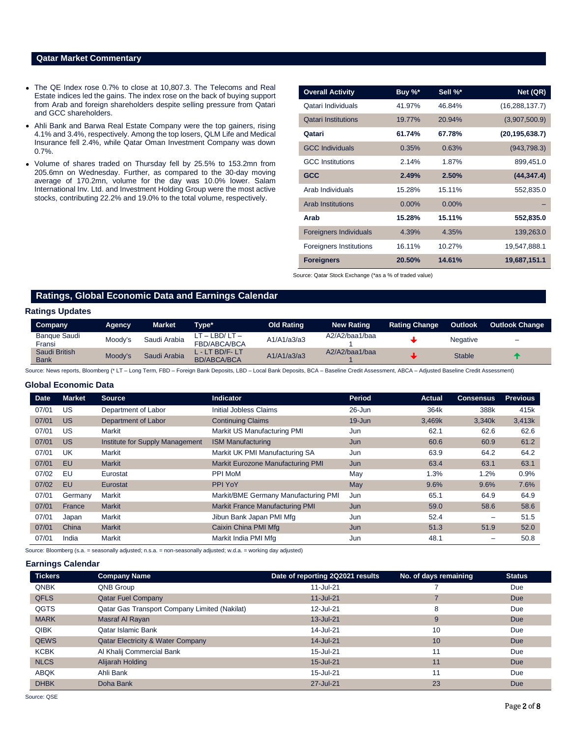## Qatar Market Commentary

- The QE Index rose 0.7% to close at 10,807.3. The Telecoms and Real Estate indices led the gains. The index rose on the back of buying support from Arab and foreign shareholders despite selling pressure from Qatari and GCC shareholders.
- Ahli Bank and Barwa Real Estate Company were the top gainers, rising 4.1% and 3.4%, respectively. Among the top losers, QLM Life and Medical Insurance fell 2.4%, while Qatar Oman Investment Company was down 0.7%.
- Volume of shares traded on Thursday fell by 25.5% to 153.2mn from 205.6mn on Wednesday. Further, as compared to the 30-day moving average of 170.2mn, volume for the day was 10.0% lower. Salam International Inv. Ltd. and Investment Holding Group were the most active stocks, contributing 22.2% and 19.0% to the total volume, respectively.

| Overall Activity | Buy %* | Sell %* | Net (QR) |
|---|---|---|---|
| Qatari Individuals | 41.97% | 46.84% | (16,288,137.7) |
| Qatari Institutions | 19.77% | 20.94% | (3,907,500.9) |
| **Qatari** | **61.74%** | **67.78%** | **(20,195,638.7)** |
| GCC Individuals | 0.35% | 0.63% | (943,798.3) |
| GCC Institutions | 2.14% | 1.87% | 899,451.0 |
| **GCC** | **2.49%** | **2.50%** | **(44,347.4)** |
| Arab Individuals | 15.28% | 15.11% | 552,835.0 |
| Arab Institutions | 0.00% | 0.00% | – |
| **Arab** | **15.28%** | **15.11%** | **552,835.0** |
| Foreigners Individuals | 4.39% | 4.35% | 139,263.0 |
| Foreigners Institutions | 16.11% | 10.27% | 19,547,888.1 |
| **Foreigners** | **20.50%** | **14.61%** | **19,687,151.1** |

Source: Qatar Stock Exchange (*as a % of traded value)

## Ratings, Global Economic Data and Earnings Calendar

### Ratings Updates

| Company | Agency | Market | Type* | Old Rating | New Rating | Rating Change | Outlook | Outlook Change |
|---|---|---|---|---|---|---|---|---|
| Banque Saudi Fransi | Moody's | Saudi Arabia | LT – LBD/ LT – FBD/ABCA/BCA | A1/A1/a3/a3 | A2/A2/baa1/baa1 | ↓ | Negative | – |
| Saudi British Bank | Moody's | Saudi Arabia | L - LT BD/F- LT BD/ABCA/BCA | A1/A1/a3/a3 | A2/A2/baa1/baa1 | ↓ | Stable | ↑ |

Source: News reports, Bloomberg (* LT – Long Term, FBD – Foreign Bank Deposits, LBD – Local Bank Deposits, BCA – Baseline Credit Assessment, ABCA – Adjusted Baseline Credit Assessment)

### Global Economic Data

| Date | Market | Source | Indicator | Period | Actual | Consensus | Previous |
|---|---|---|---|---|---|---|---|
| 07/01 | US | Department of Labor | Initial Jobless Claims | 26-Jun | 364k | 388k | 415k |
| 07/01 | US | Department of Labor | Continuing Claims | 19-Jun | 3,469k | 3,340k | 3,413k |
| 07/01 | US | Markit | Markit US Manufacturing PMI | Jun | 62.1 | 62.6 | 62.6 |
| 07/01 | US | Institute for Supply Management | ISM Manufacturing | Jun | 60.6 | 60.9 | 61.2 |
| 07/01 | UK | Markit | Markit UK PMI Manufacturing SA | Jun | 63.9 | 64.2 | 64.2 |
| 07/01 | EU | Markit | Markit Eurozone Manufacturing PMI | Jun | 63.4 | 63.1 | 63.1 |
| 07/02 | EU | Eurostat | PPI MoM | May | 1.3% | 1.2% | 0.9% |
| 07/02 | EU | Eurostat | PPI YoY | May | 9.6% | 9.6% | 7.6% |
| 07/01 | Germany | Markit | Markit/BME Germany Manufacturing PMI | Jun | 65.1 | 64.9 | 64.9 |
| 07/01 | France | Markit | Markit France Manufacturing PMI | Jun | 59.0 | 58.6 | 58.6 |
| 07/01 | Japan | Markit | Jibun Bank Japan PMI Mfg | Jun | 52.4 | – | 51.5 |
| 07/01 | China | Markit | Caixin China PMI Mfg | Jun | 51.3 | 51.9 | 52.0 |
| 07/01 | India | Markit | Markit India PMI Mfg | Jun | 48.1 | – | 50.8 |

Source: Bloomberg (s.a. = seasonally adjusted; n.s.a. = non-seasonally adjusted; w.d.a. = working day adjusted)

### Earnings Calendar

| Tickers | Company Name | Date of reporting 2Q2021 results | No. of days remaining | Status |
|---|---|---|---|---|
| QNBK | QNB Group | 11-Jul-21 | 7 | Due |
| QFLS | Qatar Fuel Company | 11-Jul-21 | 7 | Due |
| QGTS | Qatar Gas Transport Company Limited (Nakilat) | 12-Jul-21 | 8 | Due |
| MARK | Masraf Al Rayan | 13-Jul-21 | 9 | Due |
| QIBK | Qatar Islamic Bank | 14-Jul-21 | 10 | Due |
| QEWS | Qatar Electricity & Water Company | 14-Jul-21 | 10 | Due |
| KCBK | Al Khalij Commercial Bank | 15-Jul-21 | 11 | Due |
| NLCS | Alijarah Holding | 15-Jul-21 | 11 | Due |
| ABQK | Ahli Bank | 15-Jul-21 | 11 | Due |
| DHBK | Doha Bank | 27-Jul-21 | 23 | Due |

Source: QSE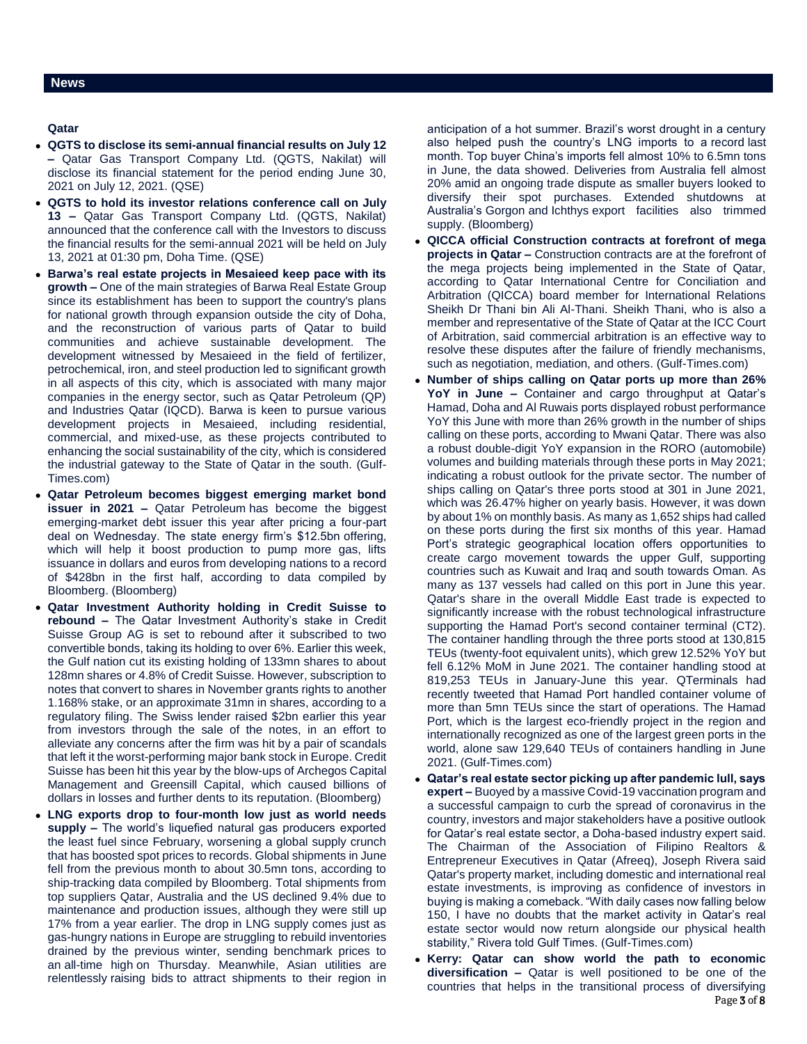## News

### Qatar

- **QGTS to disclose its semi-annual financial results on July 12 –** Qatar Gas Transport Company Ltd. (QGTS, Nakilat) will disclose its financial statement for the period ending June 30, 2021 on July 12, 2021. (QSE)
- **QGTS to hold its investor relations conference call on July 13 –** Qatar Gas Transport Company Ltd. (QGTS, Nakilat) announced that the conference call with the Investors to discuss the financial results for the semi-annual 2021 will be held on July 13, 2021 at 01:30 pm, Doha Time. (QSE)
- **Barwa's real estate projects in Mesaieed keep pace with its growth –** One of the main strategies of Barwa Real Estate Group since its establishment has been to support the country's plans for national growth through expansion outside the city of Doha, and the reconstruction of various parts of Qatar to build communities and achieve sustainable development. The development witnessed by Mesaieed in the field of fertilizer, petrochemical, iron, and steel production led to significant growth in all aspects of this city, which is associated with many major companies in the energy sector, such as Qatar Petroleum (QP) and Industries Qatar (IQCD). Barwa is keen to pursue various development projects in Mesaieed, including residential, commercial, and mixed-use, as these projects contributed to enhancing the social sustainability of the city, which is considered the industrial gateway to the State of Qatar in the south. (Gulf-Times.com)
- **Qatar Petroleum becomes biggest emerging market bond issuer in 2021 –** Qatar Petroleum has become the biggest emerging-market debt issuer this year after pricing a four-part deal on Wednesday. The state energy firm's $12.5bn offering, which will help it boost production to pump more gas, lifts issuance in dollars and euros from developing nations to a record of $428bn in the first half, according to data compiled by Bloomberg. (Bloomberg)
- **Qatar Investment Authority holding in Credit Suisse to rebound –** The Qatar Investment Authority's stake in Credit Suisse Group AG is set to rebound after it subscribed to two convertible bonds, taking its holding to over 6%. Earlier this week, the Gulf nation cut its existing holding of 133mn shares to about 128mn shares or 4.8% of Credit Suisse. However, subscription to notes that convert to shares in November grants rights to another 1.168% stake, or an approximate 31mn in shares, according to a regulatory filing. The Swiss lender raised $2bn earlier this year from investors through the sale of the notes, in an effort to alleviate any concerns after the firm was hit by a pair of scandals that left it the worst-performing major bank stock in Europe. Credit Suisse has been hit this year by the blow-ups of Archegos Capital Management and Greensill Capital, which caused billions of dollars in losses and further dents to its reputation. (Bloomberg)
- **LNG exports drop to four-month low just as world needs supply –** The world's liquefied natural gas producers exported the least fuel since February, worsening a global supply crunch that has boosted spot prices to records. Global shipments in June fell from the previous month to about 30.5mn tons, according to ship-tracking data compiled by Bloomberg. Total shipments from top suppliers Qatar, Australia and the US declined 9.4% due to maintenance and production issues, although they were still up 17% from a year earlier. The drop in LNG supply comes just as gas-hungry nations in Europe are struggling to rebuild inventories drained by the previous winter, sending benchmark prices to an all-time high on Thursday. Meanwhile, Asian utilities are relentlessly raising bids to attract shipments to their region in anticipation of a hot summer. Brazil's worst drought in a century also helped push the country's LNG imports to a record last month. Top buyer China's imports fell almost 10% to 6.5mn tons in June, the data showed. Deliveries from Australia fell almost 20% amid an ongoing trade dispute as smaller buyers looked to diversify their spot purchases. Extended shutdowns at Australia's Gorgon and Ichthys export facilities also trimmed supply. (Bloomberg)
- **QICCA official Construction contracts at forefront of mega projects in Qatar –** Construction contracts are at the forefront of the mega projects being implemented in the State of Qatar, according to Qatar International Centre for Conciliation and Arbitration (QICCA) board member for International Relations Sheikh Dr Thani bin Ali Al-Thani. Sheikh Thani, who is also a member and representative of the State of Qatar at the ICC Court of Arbitration, said commercial arbitration is an effective way to resolve these disputes after the failure of friendly mechanisms, such as negotiation, mediation, and others. (Gulf-Times.com)
- **Number of ships calling on Qatar ports up more than 26% YoY in June –** Container and cargo throughput at Qatar's Hamad, Doha and Al Ruwais ports displayed robust performance YoY this June with more than 26% growth in the number of ships calling on these ports, according to Mwani Qatar. There was also a robust double-digit YoY expansion in the RORO (automobile) volumes and building materials through these ports in May 2021; indicating a robust outlook for the private sector. The number of ships calling on Qatar's three ports stood at 301 in June 2021, which was 26.47% higher on yearly basis. However, it was down by about 1% on monthly basis. As many as 1,652 ships had called on these ports during the first six months of this year. Hamad Port's strategic geographical location offers opportunities to create cargo movement towards the upper Gulf, supporting countries such as Kuwait and Iraq and south towards Oman. As many as 137 vessels had called on this port in June this year. Qatar's share in the overall Middle East trade is expected to significantly increase with the robust technological infrastructure supporting the Hamad Port's second container terminal (CT2). The container handling through the three ports stood at 130,815 TEUs (twenty-foot equivalent units), which grew 12.52% YoY but fell 6.12% MoM in June 2021. The container handling stood at 819,253 TEUs in January-June this year. QTerminals had recently tweeted that Hamad Port handled container volume of more than 5mn TEUs since the start of operations. The Hamad Port, which is the largest eco-friendly project in the region and internationally recognized as one of the largest green ports in the world, alone saw 129,640 TEUs of containers handling in June 2021. (Gulf-Times.com)
- **Qatar's real estate sector picking up after pandemic lull, says expert –** Buoyed by a massive Covid-19 vaccination program and a successful campaign to curb the spread of coronavirus in the country, investors and major stakeholders have a positive outlook for Qatar's real estate sector, a Doha-based industry expert said. The Chairman of the Association of Filipino Realtors & Entrepreneur Executives in Qatar (Afreeq), Joseph Rivera said Qatar's property market, including domestic and international real estate investments, is improving as confidence of investors in buying is making a comeback. "With daily cases now falling below 150, I have no doubts that the market activity in Qatar's real estate sector would now return alongside our physical health stability," Rivera told Gulf Times. (Gulf-Times.com)
- **Kerry: Qatar can show world the path to economic diversification –** Qatar is well positioned to be one of the countries that helps in the transitional process of diversifying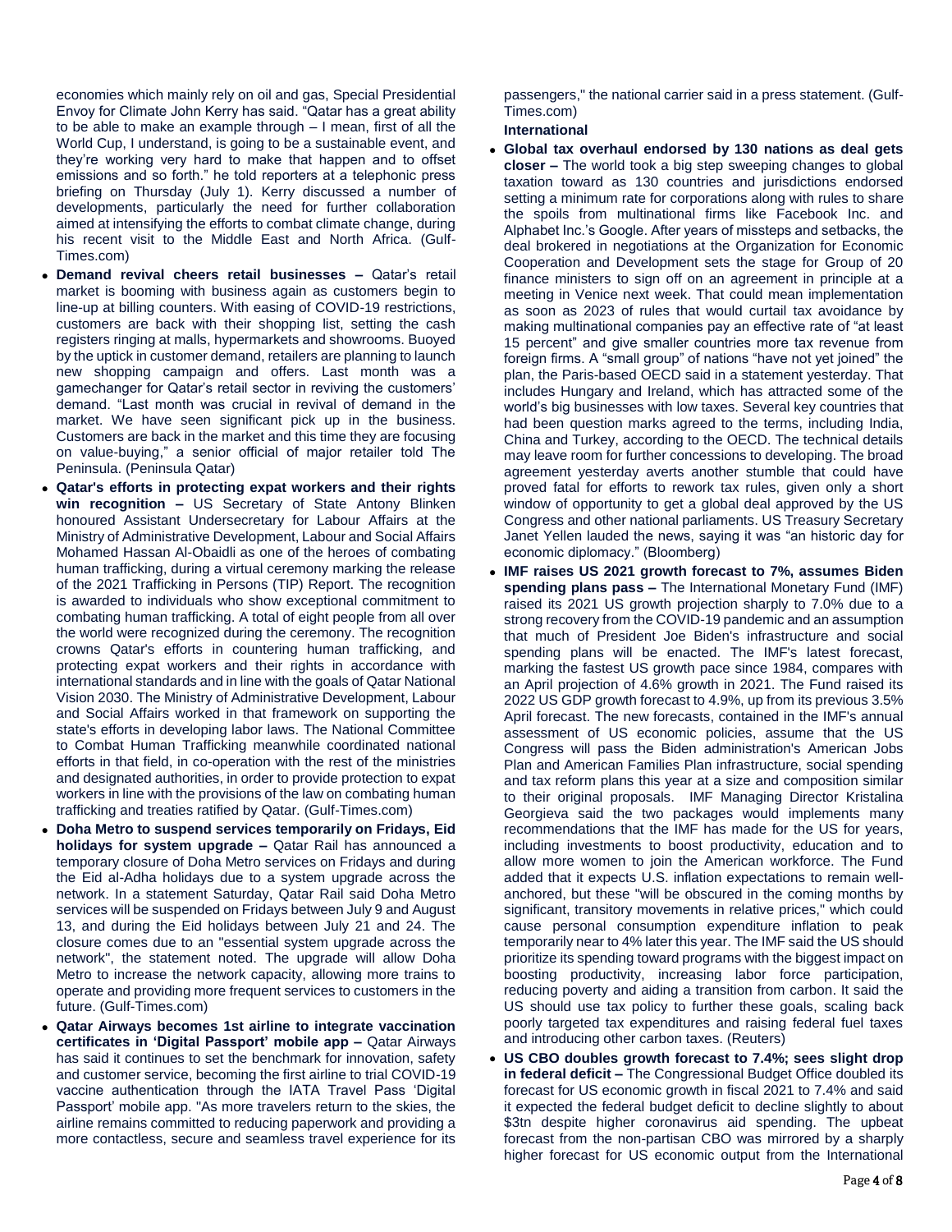economies which mainly rely on oil and gas, Special Presidential Envoy for Climate John Kerry has said. "Qatar has a great ability to be able to make an example through – I mean, first of all the World Cup, I understand, is going to be a sustainable event, and they're working very hard to make that happen and to offset emissions and so forth." he told reporters at a telephonic press briefing on Thursday (July 1). Kerry discussed a number of developments, particularly the need for further collaboration aimed at intensifying the efforts to combat climate change, during his recent visit to the Middle East and North Africa. (Gulf-Times.com)

- **Demand revival cheers retail businesses –** Qatar's retail market is booming with business again as customers begin to line-up at billing counters. With easing of COVID-19 restrictions, customers are back with their shopping list, setting the cash registers ringing at malls, hypermarkets and showrooms. Buoyed by the uptick in customer demand, retailers are planning to launch new shopping campaign and offers. Last month was a gamechanger for Qatar's retail sector in reviving the customers' demand. "Last month was crucial in revival of demand in the market. We have seen significant pick up in the business. Customers are back in the market and this time they are focusing on value-buying," a senior official of major retailer told The Peninsula. (Peninsula Qatar)
- **Qatar's efforts in protecting expat workers and their rights win recognition –** US Secretary of State Antony Blinken honoured Assistant Undersecretary for Labour Affairs at the Ministry of Administrative Development, Labour and Social Affairs Mohamed Hassan Al-Obaidli as one of the heroes of combating human trafficking, during a virtual ceremony marking the release of the 2021 Trafficking in Persons (TIP) Report. The recognition is awarded to individuals who show exceptional commitment to combating human trafficking. A total of eight people from all over the world were recognized during the ceremony. The recognition crowns Qatar's efforts in countering human trafficking, and protecting expat workers and their rights in accordance with international standards and in line with the goals of Qatar National Vision 2030. The Ministry of Administrative Development, Labour and Social Affairs worked in that framework on supporting the state's efforts in developing labor laws. The National Committee to Combat Human Trafficking meanwhile coordinated national efforts in that field, in co-operation with the rest of the ministries and designated authorities, in order to provide protection to expat workers in line with the provisions of the law on combating human trafficking and treaties ratified by Qatar. (Gulf-Times.com)
- **Doha Metro to suspend services temporarily on Fridays, Eid holidays for system upgrade –** Qatar Rail has announced a temporary closure of Doha Metro services on Fridays and during the Eid al-Adha holidays due to a system upgrade across the network. In a statement Saturday, Qatar Rail said Doha Metro services will be suspended on Fridays between July 9 and August 13, and during the Eid holidays between July 21 and 24. The closure comes due to an "essential system upgrade across the network", the statement noted. The upgrade will allow Doha Metro to increase the network capacity, allowing more trains to operate and providing more frequent services to customers in the future. (Gulf-Times.com)
- **Qatar Airways becomes 1st airline to integrate vaccination certificates in 'Digital Passport' mobile app –** Qatar Airways has said it continues to set the benchmark for innovation, safety and customer service, becoming the first airline to trial COVID-19 vaccine authentication through the IATA Travel Pass 'Digital Passport' mobile app. "As more travelers return to the skies, the airline remains committed to reducing paperwork and providing a more contactless, secure and seamless travel experience for its passengers," the national carrier said in a press statement. (Gulf-Times.com)

**International**

- **Global tax overhaul endorsed by 130 nations as deal gets closer –** The world took a big step sweeping changes to global taxation toward as 130 countries and jurisdictions endorsed setting a minimum rate for corporations along with rules to share the spoils from multinational firms like Facebook Inc. and Alphabet Inc.'s Google. After years of missteps and setbacks, the deal brokered in negotiations at the Organization for Economic Cooperation and Development sets the stage for Group of 20 finance ministers to sign off on an agreement in principle at a meeting in Venice next week. That could mean implementation as soon as 2023 of rules that would curtail tax avoidance by making multinational companies pay an effective rate of "at least 15 percent" and give smaller countries more tax revenue from foreign firms. A "small group" of nations "have not yet joined" the plan, the Paris-based OECD said in a statement yesterday. That includes Hungary and Ireland, which has attracted some of the world's big businesses with low taxes. Several key countries that had been question marks agreed to the terms, including India, China and Turkey, according to the OECD. The technical details may leave room for further concessions to developing. The broad agreement yesterday averts another stumble that could have proved fatal for efforts to rework tax rules, given only a short window of opportunity to get a global deal approved by the US Congress and other national parliaments. US Treasury Secretary Janet Yellen lauded the news, saying it was "an historic day for economic diplomacy." (Bloomberg)
- **IMF raises US 2021 growth forecast to 7%, assumes Biden spending plans pass –** The International Monetary Fund (IMF) raised its 2021 US growth projection sharply to 7.0% due to a strong recovery from the COVID-19 pandemic and an assumption that much of President Joe Biden's infrastructure and social spending plans will be enacted. The IMF's latest forecast, marking the fastest US growth pace since 1984, compares with an April projection of 4.6% growth in 2021. The Fund raised its 2022 US GDP growth forecast to 4.9%, up from its previous 3.5% April forecast. The new forecasts, contained in the IMF's annual assessment of US economic policies, assume that the US Congress will pass the Biden administration's American Jobs Plan and American Families Plan infrastructure, social spending and tax reform plans this year at a size and composition similar to their original proposals. IMF Managing Director Kristalina Georgieva said the two packages would implements many recommendations that the IMF has made for the US for years, including investments to boost productivity, education and to allow more women to join the American workforce. The Fund added that it expects U.S. inflation expectations to remain well-anchored, but these "will be obscured in the coming months by significant, transitory movements in relative prices," which could cause personal consumption expenditure inflation to peak temporarily near to 4% later this year. The IMF said the US should prioritize its spending toward programs with the biggest impact on boosting productivity, increasing labor force participation, reducing poverty and aiding a transition from carbon. It said the US should use tax policy to further these goals, scaling back poorly targeted tax expenditures and raising federal fuel taxes and introducing other carbon taxes. (Reuters)
- **US CBO doubles growth forecast to 7.4%; sees slight drop in federal deficit –** The Congressional Budget Office doubled its forecast for US economic growth in fiscal 2021 to 7.4% and said it expected the federal budget deficit to decline slightly to about \$3tn despite higher coronavirus aid spending. The upbeat forecast from the non-partisan CBO was mirrored by a sharply higher forecast for US economic output from the International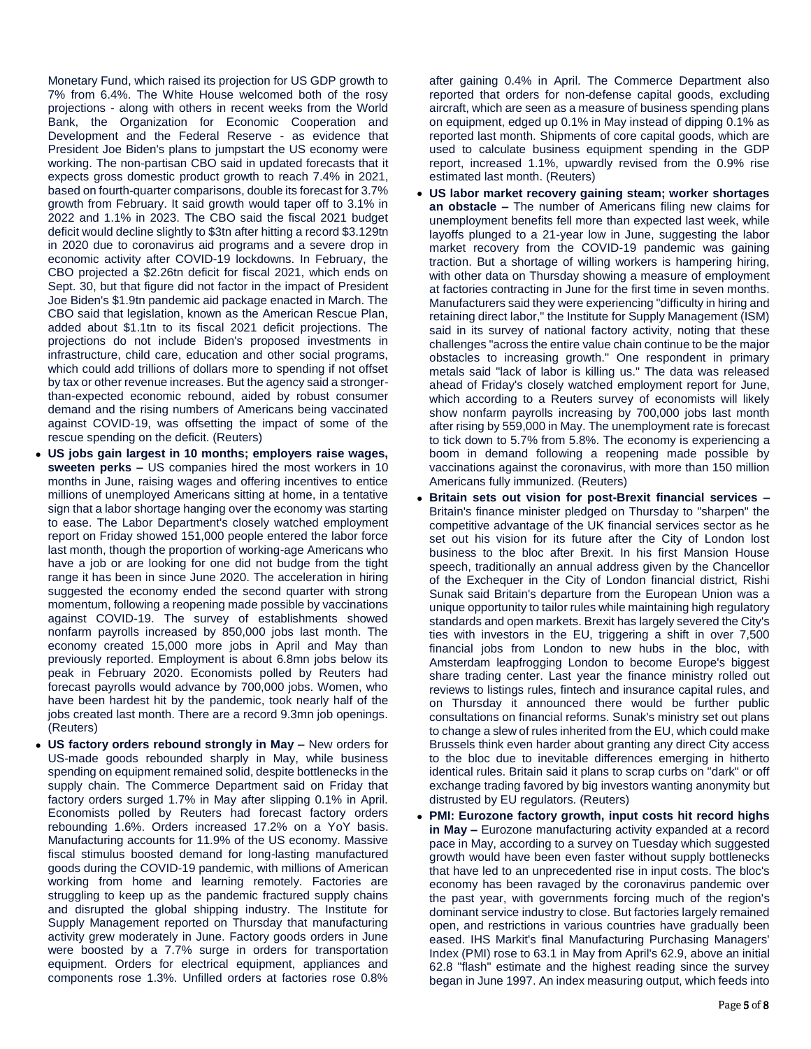Monetary Fund, which raised its projection for US GDP growth to 7% from 6.4%. The White House welcomed both of the rosy projections - along with others in recent weeks from the World Bank, the Organization for Economic Cooperation and Development and the Federal Reserve - as evidence that President Joe Biden's plans to jumpstart the US economy were working. The non-partisan CBO said in updated forecasts that it expects gross domestic product growth to reach 7.4% in 2021, based on fourth-quarter comparisons, double its forecast for 3.7% growth from February. It said growth would taper off to 3.1% in 2022 and 1.1% in 2023. The CBO said the fiscal 2021 budget deficit would decline slightly to $3tn after hitting a record $3.129tn in 2020 due to coronavirus aid programs and a severe drop in economic activity after COVID-19 lockdowns. In February, the CBO projected a $2.26tn deficit for fiscal 2021, which ends on Sept. 30, but that figure did not factor in the impact of President Joe Biden's $1.9tn pandemic aid package enacted in March. The CBO said that legislation, known as the American Rescue Plan, added about $1.1tn to its fiscal 2021 deficit projections. The projections do not include Biden's proposed investments in infrastructure, child care, education and other social programs, which could add trillions of dollars more to spending if not offset by tax or other revenue increases. But the agency said a stronger-than-expected economic rebound, aided by robust consumer demand and the rising numbers of Americans being vaccinated against COVID-19, was offsetting the impact of some of the rescue spending on the deficit. (Reuters)

- **US jobs gain largest in 10 months; employers raise wages, sweeten perks –** US companies hired the most workers in 10 months in June, raising wages and offering incentives to entice millions of unemployed Americans sitting at home, in a tentative sign that a labor shortage hanging over the economy was starting to ease. The Labor Department's closely watched employment report on Friday showed 151,000 people entered the labor force last month, though the proportion of working-age Americans who have a job or are looking for one did not budge from the tight range it has been in since June 2020. The acceleration in hiring suggested the economy ended the second quarter with strong momentum, following a reopening made possible by vaccinations against COVID-19. The survey of establishments showed nonfarm payrolls increased by 850,000 jobs last month. The economy created 15,000 more jobs in April and May than previously reported. Employment is about 6.8mn jobs below its peak in February 2020. Economists polled by Reuters had forecast payrolls would advance by 700,000 jobs. Women, who have been hardest hit by the pandemic, took nearly half of the jobs created last month. There are a record 9.3mn job openings. (Reuters)
- **US factory orders rebound strongly in May –** New orders for US-made goods rebounded sharply in May, while business spending on equipment remained solid, despite bottlenecks in the supply chain. The Commerce Department said on Friday that factory orders surged 1.7% in May after slipping 0.1% in April. Economists polled by Reuters had forecast factory orders rebounding 1.6%. Orders increased 17.2% on a YoY basis. Manufacturing accounts for 11.9% of the US economy. Massive fiscal stimulus boosted demand for long-lasting manufactured goods during the COVID-19 pandemic, with millions of American working from home and learning remotely. Factories are struggling to keep up as the pandemic fractured supply chains and disrupted the global shipping industry. The Institute for Supply Management reported on Thursday that manufacturing activity grew moderately in June. Factory goods orders in June were boosted by a 7.7% surge in orders for transportation equipment. Orders for electrical equipment, appliances and components rose 1.3%. Unfilled orders at factories rose 0.8% after gaining 0.4% in April. The Commerce Department also reported that orders for non-defense capital goods, excluding aircraft, which are seen as a measure of business spending plans on equipment, edged up 0.1% in May instead of dipping 0.1% as reported last month. Shipments of core capital goods, which are used to calculate business equipment spending in the GDP report, increased 1.1%, upwardly revised from the 0.9% rise estimated last month. (Reuters)
- **US labor market recovery gaining steam; worker shortages an obstacle –** The number of Americans filing new claims for unemployment benefits fell more than expected last week, while layoffs plunged to a 21-year low in June, suggesting the labor market recovery from the COVID-19 pandemic was gaining traction. But a shortage of willing workers is hampering hiring, with other data on Thursday showing a measure of employment at factories contracting in June for the first time in seven months. Manufacturers said they were experiencing "difficulty in hiring and retaining direct labor," the Institute for Supply Management (ISM) said in its survey of national factory activity, noting that these challenges "across the entire value chain continue to be the major obstacles to increasing growth." One respondent in primary metals said "lack of labor is killing us." The data was released ahead of Friday's closely watched employment report for June, which according to a Reuters survey of economists will likely show nonfarm payrolls increasing by 700,000 jobs last month after rising by 559,000 in May. The unemployment rate is forecast to tick down to 5.7% from 5.8%. The economy is experiencing a boom in demand following a reopening made possible by vaccinations against the coronavirus, with more than 150 million Americans fully immunized. (Reuters)
- **Britain sets out vision for post-Brexit financial services –** Britain's finance minister pledged on Thursday to "sharpen" the competitive advantage of the UK financial services sector as he set out his vision for its future after the City of London lost business to the bloc after Brexit. In his first Mansion House speech, traditionally an annual address given by the Chancellor of the Exchequer in the City of London financial district, Rishi Sunak said Britain's departure from the European Union was a unique opportunity to tailor rules while maintaining high regulatory standards and open markets. Brexit has largely severed the City's ties with investors in the EU, triggering a shift in over 7,500 financial jobs from London to new hubs in the bloc, with Amsterdam leapfrogging London to become Europe's biggest share trading center. Last year the finance ministry rolled out reviews to listings rules, fintech and insurance capital rules, and on Thursday it announced there would be further public consultations on financial reforms. Sunak's ministry set out plans to change a slew of rules inherited from the EU, which could make Brussels think even harder about granting any direct City access to the bloc due to inevitable differences emerging in hitherto identical rules. Britain said it plans to scrap curbs on "dark" or off exchange trading favored by big investors wanting anonymity but distrusted by EU regulators. (Reuters)
- **PMI: Eurozone factory growth, input costs hit record highs in May –** Eurozone manufacturing activity expanded at a record pace in May, according to a survey on Tuesday which suggested growth would have been even faster without supply bottlenecks that have led to an unprecedented rise in input costs. The bloc's economy has been ravaged by the coronavirus pandemic over the past year, with governments forcing much of the region's dominant service industry to close. But factories largely remained open, and restrictions in various countries have gradually been eased. IHS Markit's final Manufacturing Purchasing Managers' Index (PMI) rose to 63.1 in May from April's 62.9, above an initial 62.8 "flash" estimate and the highest reading since the survey began in June 1997. An index measuring output, which feeds into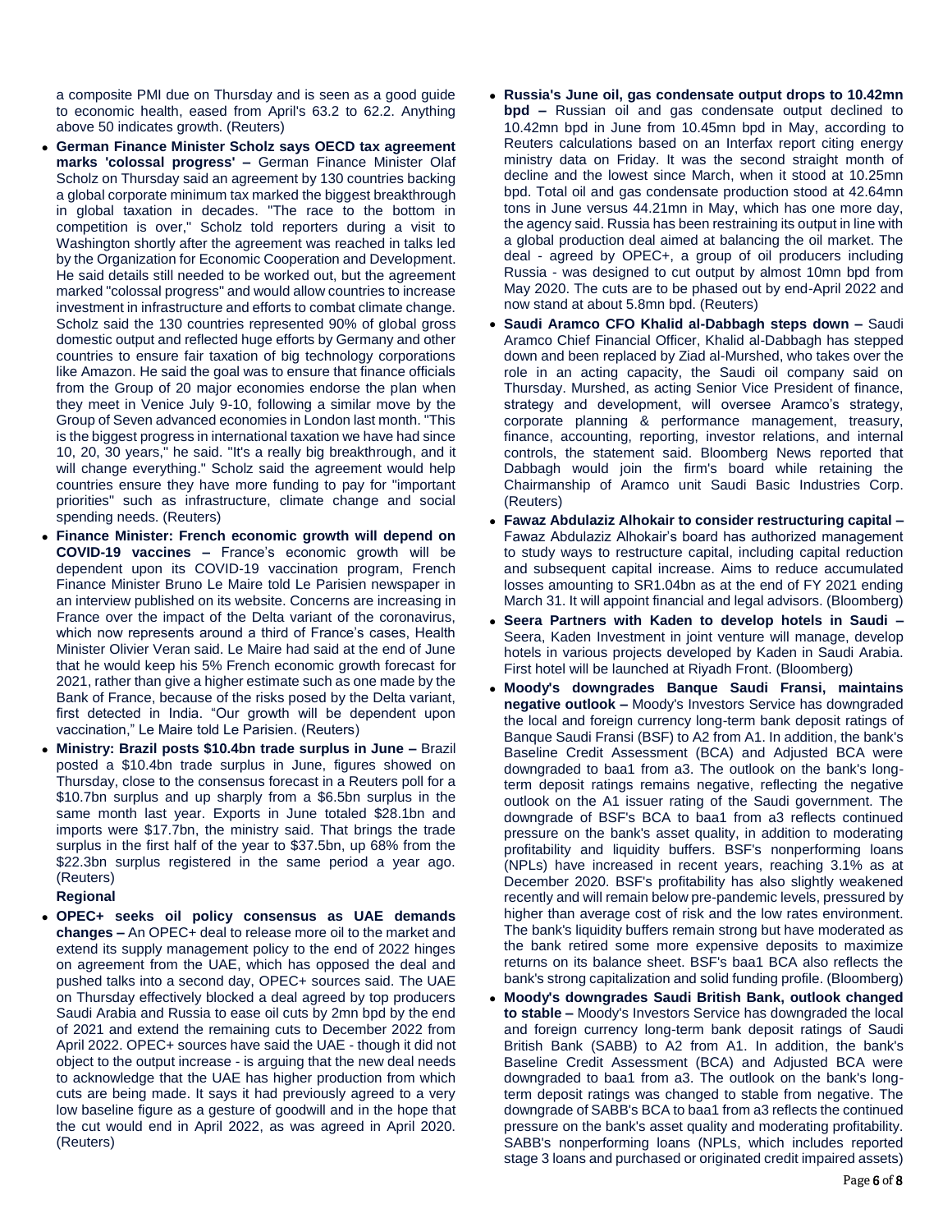a composite PMI due on Thursday and is seen as a good guide to economic health, eased from April's 63.2 to 62.2. Anything above 50 indicates growth. (Reuters)

- **German Finance Minister Scholz says OECD tax agreement marks 'colossal progress' –** German Finance Minister Olaf Scholz on Thursday said an agreement by 130 countries backing a global corporate minimum tax marked the biggest breakthrough in global taxation in decades. "The race to the bottom in competition is over," Scholz told reporters during a visit to Washington shortly after the agreement was reached in talks led by the Organization for Economic Cooperation and Development. He said details still needed to be worked out, but the agreement marked "colossal progress" and would allow countries to increase investment in infrastructure and efforts to combat climate change. Scholz said the 130 countries represented 90% of global gross domestic output and reflected huge efforts by Germany and other countries to ensure fair taxation of big technology corporations like Amazon. He said the goal was to ensure that finance officials from the Group of 20 major economies endorse the plan when they meet in Venice July 9-10, following a similar move by the Group of Seven advanced economies in London last month. "This is the biggest progress in international taxation we have had since 10, 20, 30 years," he said. "It's a really big breakthrough, and it will change everything." Scholz said the agreement would help countries ensure they have more funding to pay for "important priorities" such as infrastructure, climate change and social spending needs. (Reuters)
- **Finance Minister: French economic growth will depend on COVID-19 vaccines –** France's economic growth will be dependent upon its COVID-19 vaccination program, French Finance Minister Bruno Le Maire told Le Parisien newspaper in an interview published on its website. Concerns are increasing in France over the impact of the Delta variant of the coronavirus, which now represents around a third of France's cases, Health Minister Olivier Veran said. Le Maire had said at the end of June that he would keep his 5% French economic growth forecast for 2021, rather than give a higher estimate such as one made by the Bank of France, because of the risks posed by the Delta variant, first detected in India. "Our growth will be dependent upon vaccination," Le Maire told Le Parisien. (Reuters)
- **Ministry: Brazil posts $10.4bn trade surplus in June –** Brazil posted a $10.4bn trade surplus in June, figures showed on Thursday, close to the consensus forecast in a Reuters poll for a $10.7bn surplus and up sharply from a $6.5bn surplus in the same month last year. Exports in June totaled $28.1bn and imports were $17.7bn, the ministry said. That brings the trade surplus in the first half of the year to $37.5bn, up 68% from the $22.3bn surplus registered in the same period a year ago. (Reuters)

**Regional**

- **OPEC+ seeks oil policy consensus as UAE demands changes –** An OPEC+ deal to release more oil to the market and extend its supply management policy to the end of 2022 hinges on agreement from the UAE, which has opposed the deal and pushed talks into a second day, OPEC+ sources said. The UAE on Thursday effectively blocked a deal agreed by top producers Saudi Arabia and Russia to ease oil cuts by 2mn bpd by the end of 2021 and extend the remaining cuts to December 2022 from April 2022. OPEC+ sources have said the UAE - though it did not object to the output increase - is arguing that the new deal needs to acknowledge that the UAE has higher production from which cuts are being made. It says it had previously agreed to a very low baseline figure as a gesture of goodwill and in the hope that the cut would end in April 2022, as was agreed in April 2020. (Reuters)
- **Russia's June oil, gas condensate output drops to 10.42mn bpd –** Russian oil and gas condensate output declined to 10.42mn bpd in June from 10.45mn bpd in May, according to Reuters calculations based on an Interfax report citing energy ministry data on Friday. It was the second straight month of decline and the lowest since March, when it stood at 10.25mn bpd. Total oil and gas condensate production stood at 42.64mn tons in June versus 44.21mn in May, which has one more day, the agency said. Russia has been restraining its output in line with a global production deal aimed at balancing the oil market. The deal - agreed by OPEC+, a group of oil producers including Russia - was designed to cut output by almost 10mn bpd from May 2020. The cuts are to be phased out by end-April 2022 and now stand at about 5.8mn bpd. (Reuters)
- **Saudi Aramco CFO Khalid al-Dabbagh steps down –** Saudi Aramco Chief Financial Officer, Khalid al-Dabbagh has stepped down and been replaced by Ziad al-Murshed, who takes over the role in an acting capacity, the Saudi oil company said on Thursday. Murshed, as acting Senior Vice President of finance, strategy and development, will oversee Aramco's strategy, corporate planning & performance management, treasury, finance, accounting, reporting, investor relations, and internal controls, the statement said. Bloomberg News reported that Dabbagh would join the firm's board while retaining the Chairmanship of Aramco unit Saudi Basic Industries Corp. (Reuters)
- **Fawaz Abdulaziz Alhokair to consider restructuring capital –** Fawaz Abdulaziz Alhokair's board has authorized management to study ways to restructure capital, including capital reduction and subsequent capital increase. Aims to reduce accumulated losses amounting to SR1.04bn as at the end of FY 2021 ending March 31. It will appoint financial and legal advisors. (Bloomberg)
- **Seera Partners with Kaden to develop hotels in Saudi –** Seera, Kaden Investment in joint venture will manage, develop hotels in various projects developed by Kaden in Saudi Arabia. First hotel will be launched at Riyadh Front. (Bloomberg)
- **Moody's downgrades Banque Saudi Fransi, maintains negative outlook –** Moody's Investors Service has downgraded the local and foreign currency long-term bank deposit ratings of Banque Saudi Fransi (BSF) to A2 from A1. In addition, the bank's Baseline Credit Assessment (BCA) and Adjusted BCA were downgraded to baa1 from a3. The outlook on the bank's long-term deposit ratings remains negative, reflecting the negative outlook on the A1 issuer rating of the Saudi government. The downgrade of BSF's BCA to baa1 from a3 reflects continued pressure on the bank's asset quality, in addition to moderating profitability and liquidity buffers. BSF's nonperforming loans (NPLs) have increased in recent years, reaching 3.1% as at December 2020. BSF's profitability has also slightly weakened recently and will remain below pre-pandemic levels, pressured by higher than average cost of risk and the low rates environment. The bank's liquidity buffers remain strong but have moderated as the bank retired some more expensive deposits to maximize returns on its balance sheet. BSF's baa1 BCA also reflects the bank's strong capitalization and solid funding profile. (Bloomberg)
- **Moody's downgrades Saudi British Bank, outlook changed to stable –** Moody's Investors Service has downgraded the local and foreign currency long-term bank deposit ratings of Saudi British Bank (SABB) to A2 from A1. In addition, the bank's Baseline Credit Assessment (BCA) and Adjusted BCA were downgraded to baa1 from a3. The outlook on the bank's long-term deposit ratings was changed to stable from negative. The downgrade of SABB's BCA to baa1 from a3 reflects the continued pressure on the bank's asset quality and moderating profitability. SABB's nonperforming loans (NPLs, which includes reported stage 3 loans and purchased or originated credit impaired assets)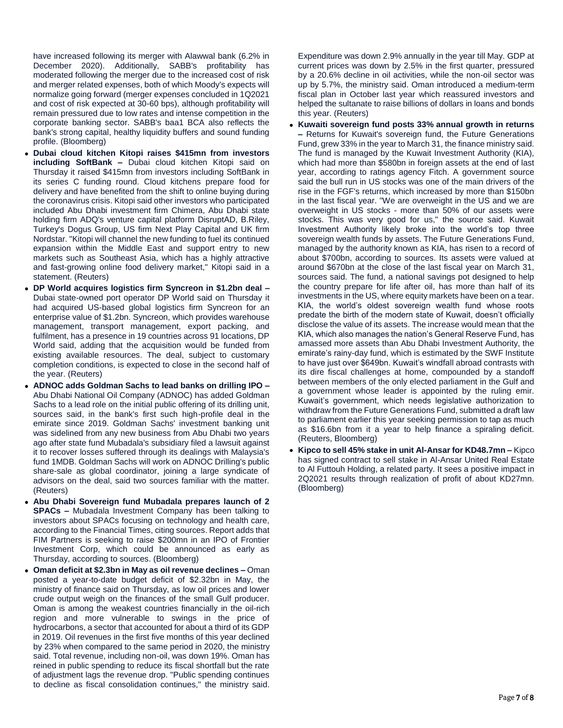have increased following its merger with Alawwal bank (6.2% in December 2020). Additionally, SABB's profitability has moderated following the merger due to the increased cost of risk and merger related expenses, both of which Moody's expects will normalize going forward (merger expenses concluded in 1Q2021 and cost of risk expected at 30-60 bps), although profitability will remain pressured due to low rates and intense competition in the corporate banking sector. SABB's baa1 BCA also reflects the bank's strong capital, healthy liquidity buffers and sound funding profile. (Bloomberg)

- **Dubai cloud kitchen Kitopi raises $415mn from investors including SoftBank –** Dubai cloud kitchen Kitopi said on Thursday it raised $415mn from investors including SoftBank in its series C funding round. Cloud kitchens prepare food for delivery and have benefited from the shift to online buying during the coronavirus crisis. Kitopi said other investors who participated included Abu Dhabi investment firm Chimera, Abu Dhabi state holding firm ADQ's venture capital platform DisruptAD, B.Riley, Turkey's Dogus Group, US firm Next Play Capital and UK firm Nordstar. "Kitopi will channel the new funding to fuel its continued expansion within the Middle East and support entry to new markets such as Southeast Asia, which has a highly attractive and fast-growing online food delivery market," Kitopi said in a statement. (Reuters)
- **DP World acquires logistics firm Syncreon in $1.2bn deal –** Dubai state-owned port operator DP World said on Thursday it had acquired US-based global logistics firm Syncreon for an enterprise value of $1.2bn. Syncreon, which provides warehouse management, transport management, export packing, and fulfilment, has a presence in 19 countries across 91 locations, DP World said, adding that the acquisition would be funded from existing available resources. The deal, subject to customary completion conditions, is expected to close in the second half of the year. (Reuters)
- **ADNOC adds Goldman Sachs to lead banks on drilling IPO –** Abu Dhabi National Oil Company (ADNOC) has added Goldman Sachs to a lead role on the initial public offering of its drilling unit, sources said, in the bank's first such high-profile deal in the emirate since 2019. Goldman Sachs' investment banking unit was sidelined from any new business from Abu Dhabi two years ago after state fund Mubadala's subsidiary filed a lawsuit against it to recover losses suffered through its dealings with Malaysia's fund 1MDB. Goldman Sachs will work on ADNOC Drilling's public share-sale as global coordinator, joining a large syndicate of advisors on the deal, said two sources familiar with the matter. (Reuters)
- **Abu Dhabi Sovereign fund Mubadala prepares launch of 2 SPACs –** Mubadala Investment Company has been talking to investors about SPACs focusing on technology and health care, according to the Financial Times, citing sources. Report adds that FIM Partners is seeking to raise $200mn in an IPO of Frontier Investment Corp, which could be announced as early as Thursday, according to sources. (Bloomberg)
- **Oman deficit at $2.3bn in May as oil revenue declines –** Oman posted a year-to-date budget deficit of $2.32bn in May, the ministry of finance said on Thursday, as low oil prices and lower crude output weigh on the finances of the small Gulf producer. Oman is among the weakest countries financially in the oil-rich region and more vulnerable to swings in the price of hydrocarbons, a sector that accounted for about a third of its GDP in 2019. Oil revenues in the first five months of this year declined by 23% when compared to the same period in 2020, the ministry said. Total revenue, including non-oil, was down 19%. Oman has reined in public spending to reduce its fiscal shortfall but the rate of adjustment lags the revenue drop. "Public spending continues to decline as fiscal consolidation continues," the ministry said. Expenditure was down 2.9% annually in the year till May. GDP at current prices was down by 2.5% in the first quarter, pressured by a 20.6% decline in oil activities, while the non-oil sector was up by 5.7%, the ministry said. Oman introduced a medium-term fiscal plan in October last year which reassured investors and helped the sultanate to raise billions of dollars in loans and bonds this year. (Reuters)
- **Kuwaiti sovereign fund posts 33% annual growth in returns –** Returns for Kuwait's sovereign fund, the Future Generations Fund, grew 33% in the year to March 31, the finance ministry said. The fund is managed by the Kuwait Investment Authority (KIA), which had more than $580bn in foreign assets at the end of last year, according to ratings agency Fitch. A government source said the bull run in US stocks was one of the main drivers of the rise in the FGF's returns, which increased by more than $150bn in the last fiscal year. "We are overweight in the US and we are overweight in US stocks - more than 50% of our assets were stocks. This was very good for us," the source said. Kuwait Investment Authority likely broke into the world's top three sovereign wealth funds by assets. The Future Generations Fund, managed by the authority known as KIA, has risen to a record of about $700bn, according to sources. Its assets were valued at around $670bn at the close of the last fiscal year on March 31, sources said. The fund, a national savings pot designed to help the country prepare for life after oil, has more than half of its investments in the US, where equity markets have been on a tear. KIA, the world's oldest sovereign wealth fund whose roots predate the birth of the modern state of Kuwait, doesn't officially disclose the value of its assets. The increase would mean that the KIA, which also manages the nation's General Reserve Fund, has amassed more assets than Abu Dhabi Investment Authority, the emirate's rainy-day fund, which is estimated by the SWF Institute to have just over $649bn. Kuwait's windfall abroad contrasts with its dire fiscal challenges at home, compounded by a standoff between members of the only elected parliament in the Gulf and a government whose leader is appointed by the ruling emir. Kuwait's government, which needs legislative authorization to withdraw from the Future Generations Fund, submitted a draft law to parliament earlier this year seeking permission to tap as much as $16.6bn from it a year to help finance a spiraling deficit. (Reuters, Bloomberg)
- **Kipco to sell 45% stake in unit Al-Ansar for KD48.7mn –** Kipco has signed contract to sell stake in Al-Ansar United Real Estate to Al Futtouh Holding, a related party. It sees a positive impact in 2Q2021 results through realization of profit of about KD27mn. (Bloomberg)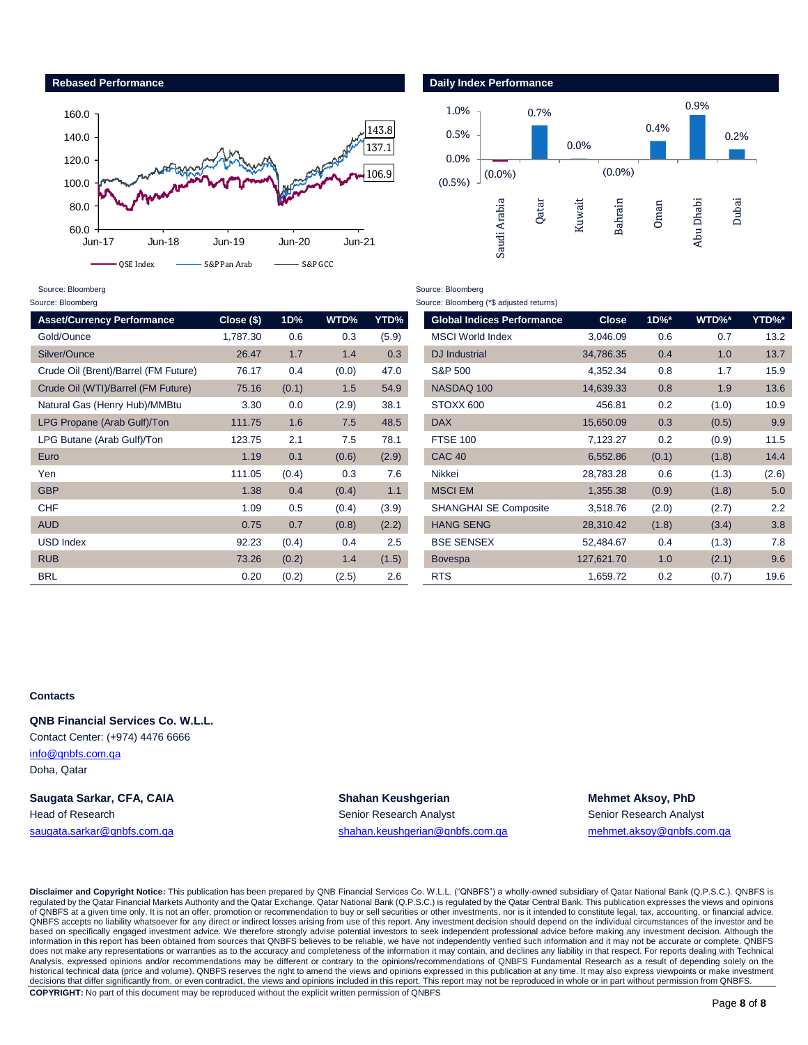## Rebased Performance

160.0
140.0
120.0
100.0
80.0
60.0

Jun-17 Jun-18 Jun-19 Jun-20 Jun-21

143.8
137.1
106.9

QSE Index — S&P Pan Arab — S&P GCC

Source: Bloomberg

## Daily Index Performance

1.0%
0.5%
0.0%
(0.5%)

(0.0%) 0.7% 0.0% (0.0%) 0.4% 0.9% 0.2%

Saudi Arabia, Qatar, Kuwait, Bahrain, Oman, Abu Dhabi, Dubai

Source: Bloomberg

Source: Bloomberg

| Asset/Currency Performance | Close ($) | 1D% | WTD% | YTD% |
|---|---|---|---|---|
| Gold/Ounce | 1,787.30 | 0.6 | 0.3 | (5.9) |
| Silver/Ounce | 26.47 | 1.7 | 1.4 | 0.3 |
| Crude Oil (Brent)/Barrel (FM Future) | 76.17 | 0.4 | (0.0) | 47.0 |
| Crude Oil (WTI)/Barrel (FM Future) | 75.16 | (0.1) | 1.5 | 54.9 |
| Natural Gas (Henry Hub)/MMBtu | 3.30 | 0.0 | (2.9) | 38.1 |
| LPG Propane (Arab Gulf)/Ton | 111.75 | 1.6 | 7.5 | 48.5 |
| LPG Butane (Arab Gulf)/Ton | 123.75 | 2.1 | 7.5 | 78.1 |
| Euro | 1.19 | 0.1 | (0.6) | (2.9) |
| Yen | 111.05 | (0.4) | 0.3 | 7.6 |
| GBP | 1.38 | 0.4 | (0.4) | 1.1 |
| CHF | 1.09 | 0.5 | (0.4) | (3.9) |
| AUD | 0.75 | 0.7 | (0.8) | (2.2) |
| USD Index | 92.23 | (0.4) | 0.4 | 2.5 |
| RUB | 73.26 | (0.2) | 1.4 | (1.5) |
| BRL | 0.20 | (0.2) | (2.5) | 2.6 |

Source: Bloomberg (*$ adjusted returns)

| Global Indices Performance | Close | 1D%* | WTD%* | YTD%* |
|---|---|---|---|---|
| MSCI World Index | 3,046.09 | 0.6 | 0.7 | 13.2 |
| DJ Industrial | 34,786.35 | 0.4 | 1.0 | 13.7 |
| S&P 500 | 4,352.34 | 0.8 | 1.7 | 15.9 |
| NASDAQ 100 | 14,639.33 | 0.8 | 1.9 | 13.6 |
| STOXX 600 | 456.81 | 0.2 | (1.0) | 10.9 |
| DAX | 15,650.09 | 0.3 | (0.5) | 9.9 |
| FTSE 100 | 7,123.27 | 0.2 | (0.9) | 11.5 |
| CAC 40 | 6,552.86 | (0.1) | (1.8) | 14.4 |
| Nikkei | 28,783.28 | 0.6 | (1.3) | (2.6) |
| MSCI EM | 1,355.38 | (0.9) | (1.8) | 5.0 |
| SHANGHAI SE Composite | 3,518.76 | (2.0) | (2.7) | 2.2 |
| HANG SENG | 28,310.42 | (1.8) | (3.4) | 3.8 |
| BSE SENSEX | 52,484.67 | 0.4 | (1.3) | 7.8 |
| Bovespa | 127,621.70 | 1.0 | (2.1) | 9.6 |
| RTS | 1,659.72 | 0.2 | (0.7) | 19.6 |

**Contacts**

**QNB Financial Services Co. W.L.L.**
Contact Center: (+974) 4476 6666
info@qnbfs.com.qa
Doha, Qatar

**Saugata Sarkar, CFA, CAIA**
Head of Research
saugata.sarkar@qnbfs.com.qa

**Shahan Keushgerian**
Senior Research Analyst
shahan.keushgerian@qnbfs.com.qa

**Mehmet Aksoy, PhD**
Senior Research Analyst
mehmet.aksoy@qnbfs.com.qa

**Disclaimer and Copyright Notice:** This publication has been prepared by QNB Financial Services Co. W.L.L. ("QNBFS") a wholly-owned subsidiary of Qatar National Bank (Q.P.S.C.). QNBFS is regulated by the Qatar Financial Markets Authority and the Qatar Exchange. Qatar National Bank (Q.P.S.C.) is regulated by the Qatar Central Bank. This publication expresses the views and opinions of QNBFS at a given time only. It is not an offer, promotion or recommendation to buy or sell securities or other investments, nor is it intended to constitute legal, tax, accounting, or financial advice. QNBFS accepts no liability whatsoever for any direct or indirect losses arising from use of this report. Any investment decision should depend on the individual circumstances of the investor and be based on specifically engaged investment advice. We therefore strongly advise potential investors to seek independent professional advice before making any investment decision. Although the information in this report has been obtained from sources that QNBFS believes to be reliable, we have not independently verified such information and it may not be accurate or complete. QNBFS does not make any representations or warranties as to the accuracy and completeness of the information it may contain, and declines any liability in that respect. For reports dealing with Technical Analysis, expressed opinions and/or recommendations may be different or contrary to the opinions/recommendations of QNBFS Fundamental Research as a result of depending solely on the historical technical data (price and volume). QNBFS reserves the right to amend the views and opinions expressed in this publication at any time. It may also express viewpoints or make investment decisions that differ significantly from, or even contradict, the views and opinions included in this report. This report may not be reproduced in whole or in part without permission from QNBFS.

**COPYRIGHT:** No part of this document may be reproduced without the explicit written permission of QNBFS.